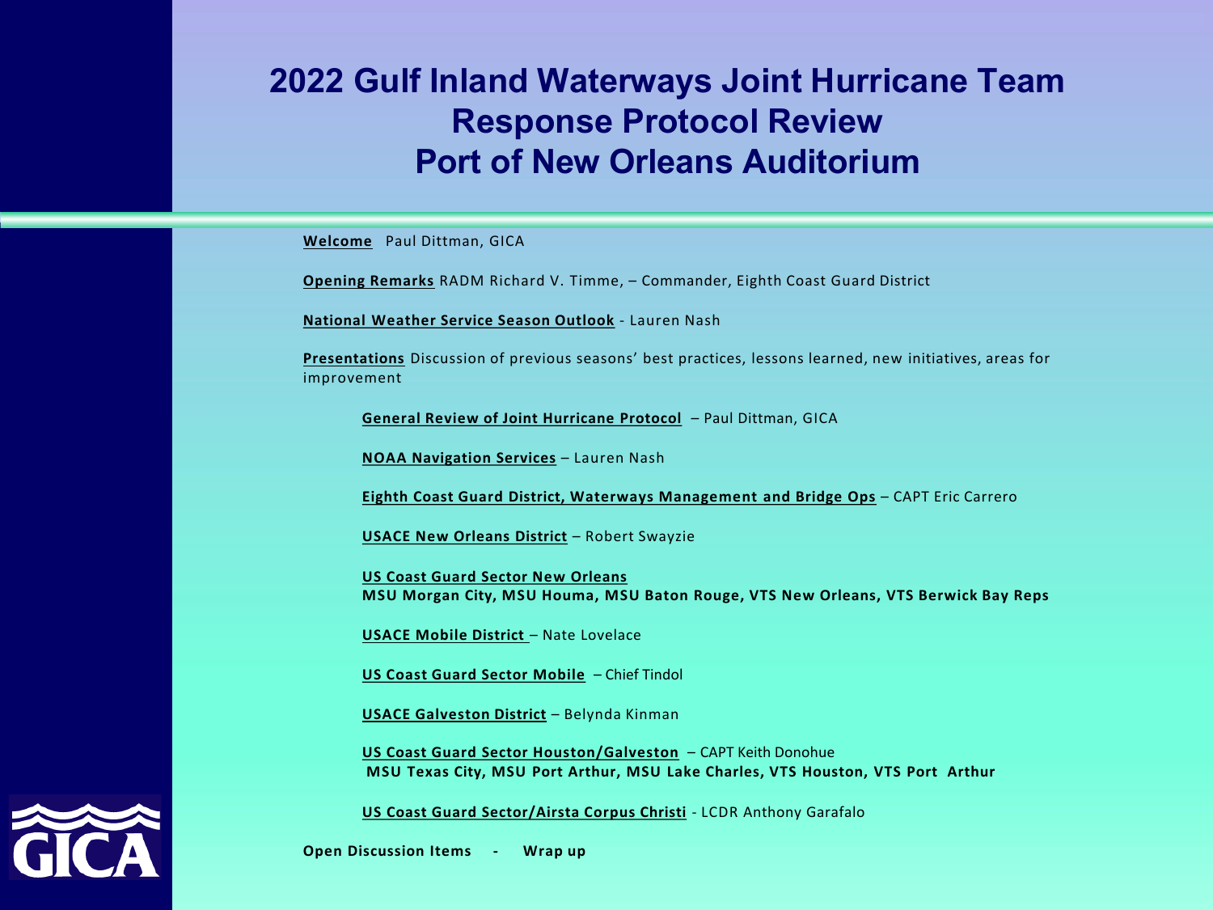# 2022 Gulf Inland Waterways Joint Hurricane Team
# Response Protocol Review
# Port of New Orleans Auditorium

**Welcome** Paul Dittman, GICA

**Opening Remarks** RADM Richard V. Timme, – Commander, Eighth Coast Guard District

**National Weather Service Season Outlook** - Lauren Nash

**Presentations** Discussion of previous seasons' best practices, lessons learned, new initiatives, areas for improvement

- **General Review of Joint Hurricane Protocol** – Paul Dittman, GICA
- **NOAA Navigation Services** – Lauren Nash
- **Eighth Coast Guard District, Waterways Management and Bridge Ops** – CAPT Eric Carrero
- **USACE New Orleans District** – Robert Swayzie
- **US Coast Guard Sector New Orleans**
  **MSU Morgan City, MSU Houma, MSU Baton Rouge, VTS New Orleans, VTS Berwick Bay Reps**
- **USACE Mobile District** – Nate Lovelace
- **US Coast Guard Sector Mobile** – Chief Tindol
- **USACE Galveston District** – Belynda Kinman
- **US Coast Guard Sector Houston/Galveston** – CAPT Keith Donohue
  **MSU Texas City, MSU Port Arthur, MSU Lake Charles, VTS Houston, VTS Port Arthur**
- **US Coast Guard Sector/Airsta Corpus Christi** - LCDR Anthony Garafalo

**Open Discussion Items - Wrap up**

GICA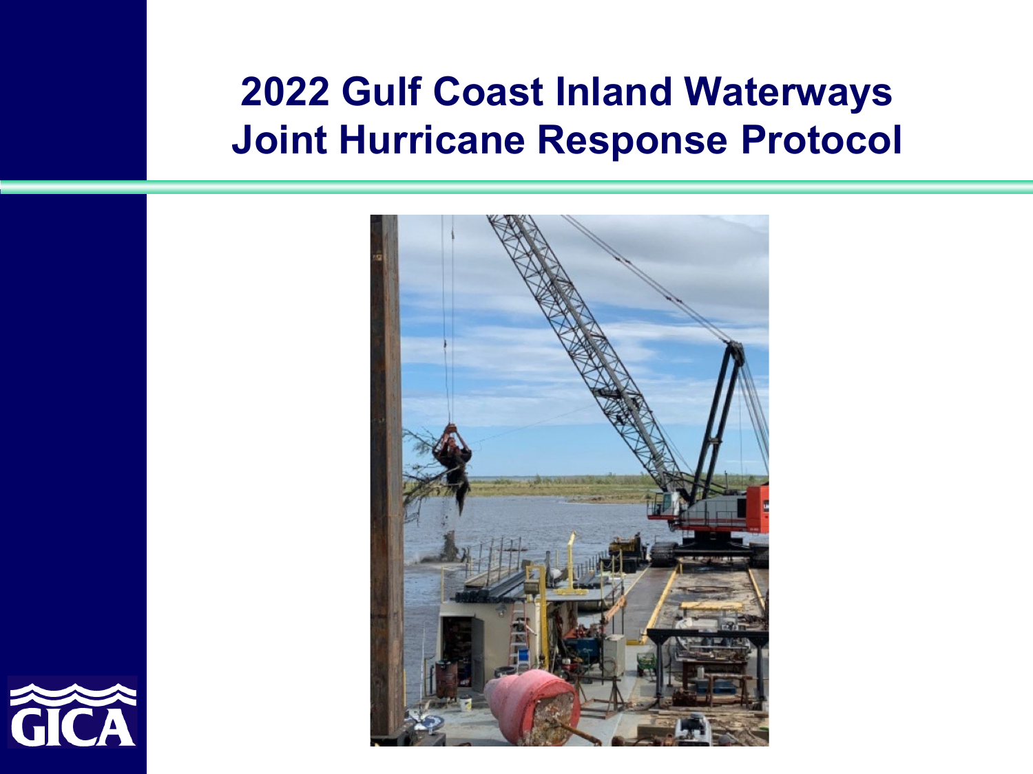# 2022 Gulf Coast Inland Waterways Joint Hurricane Response Protocol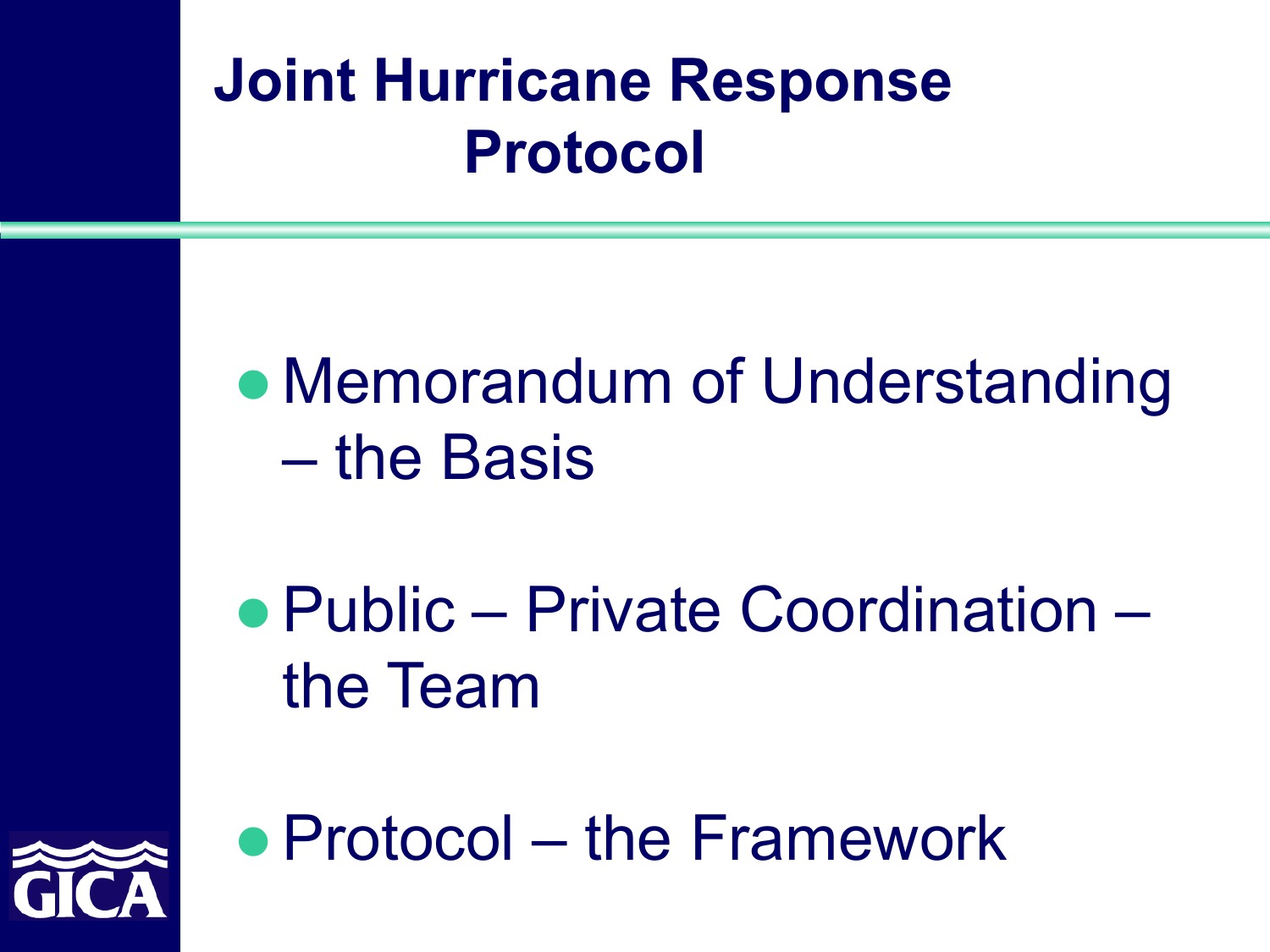# Joint Hurricane Response Protocol

- Memorandum of Understanding – the Basis
- Public – Private Coordination – the Team
- Protocol – the Framework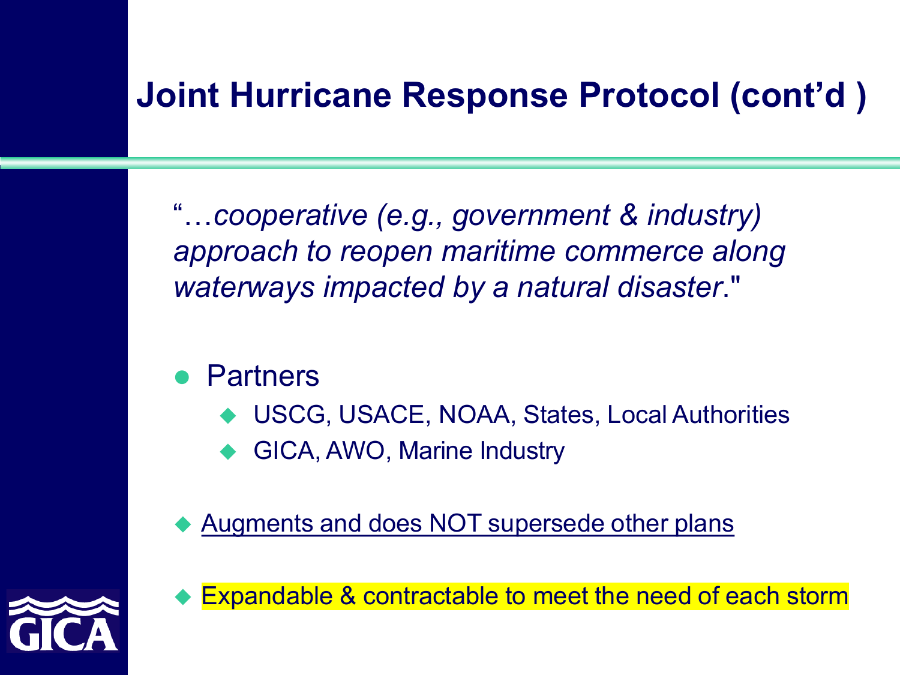# Joint Hurricane Response Protocol (cont'd )

"…*cooperative (e.g., government & industry) approach to reopen maritime commerce along waterways impacted by a natural disaster*."

- Partners
  - USCG, USACE, NOAA, States, Local Authorities
  - GICA, AWO, Marine Industry

- Augments and does NOT supersede other plans

- Expandable & contractable to meet the need of each storm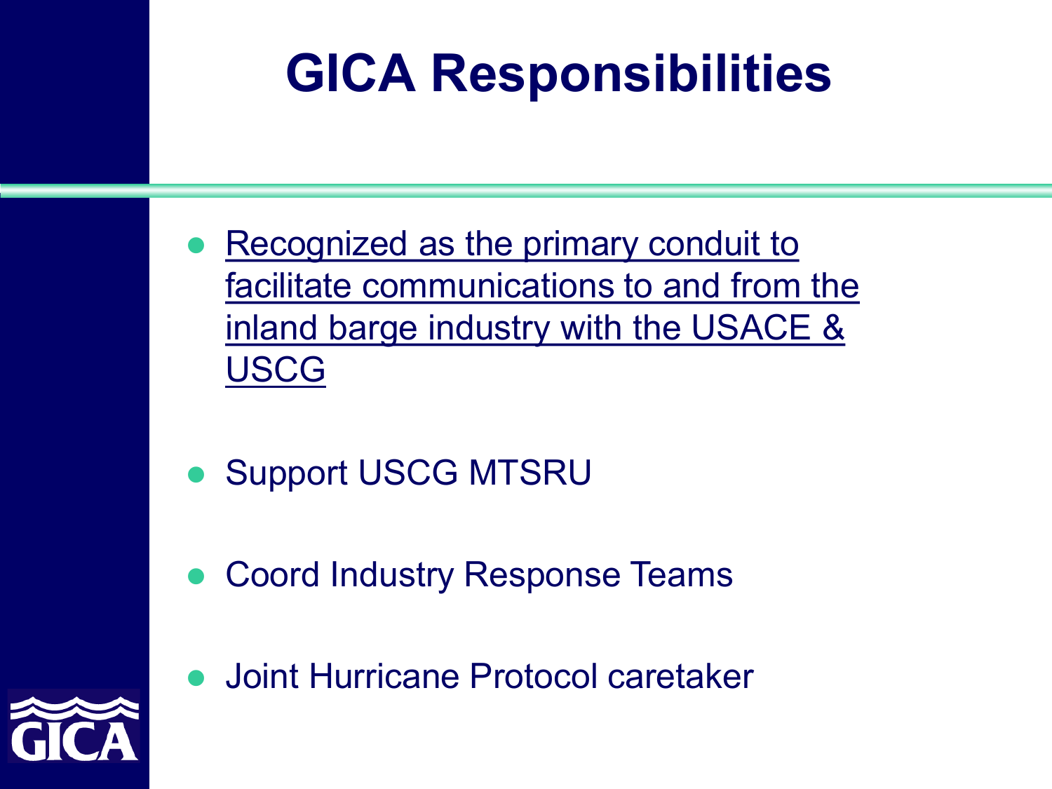# GICA Responsibilities

- Recognized as the primary conduit to facilitate communications to and from the inland barge industry with the USACE & USCG
- Support USCG MTSRU
- Coord Industry Response Teams
- Joint Hurricane Protocol caretaker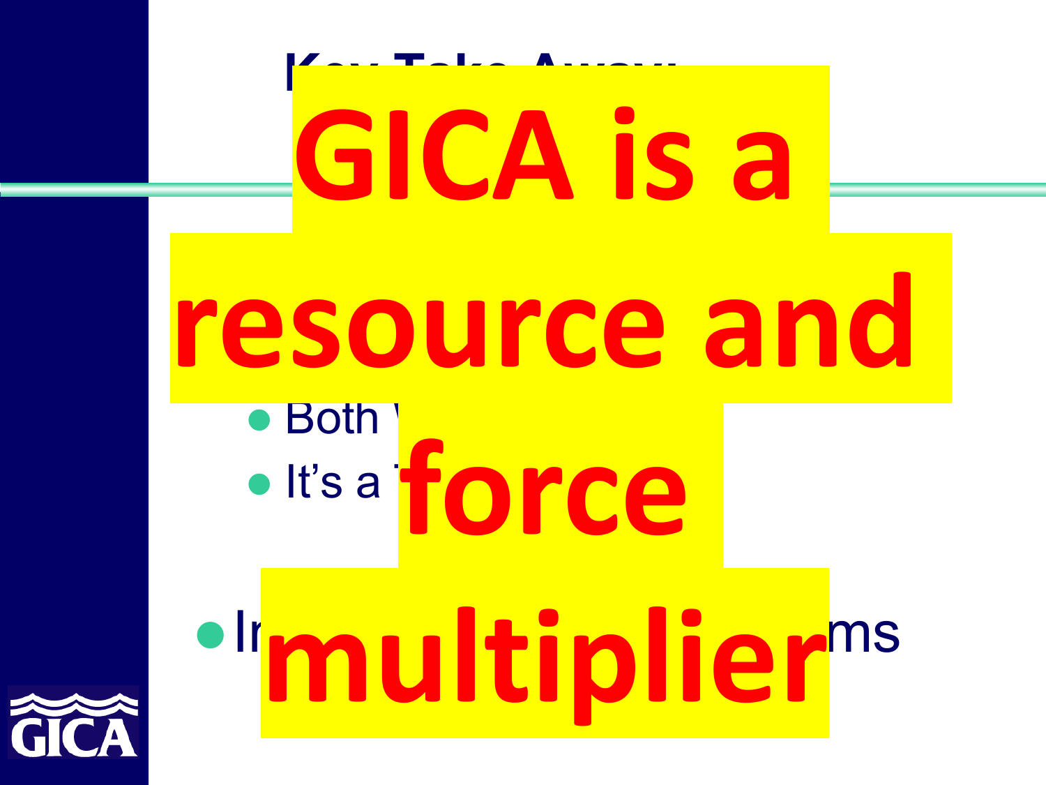Key Take Away:

# GICA is a resource and force multiplier

- Both V
- It's a T
- In ms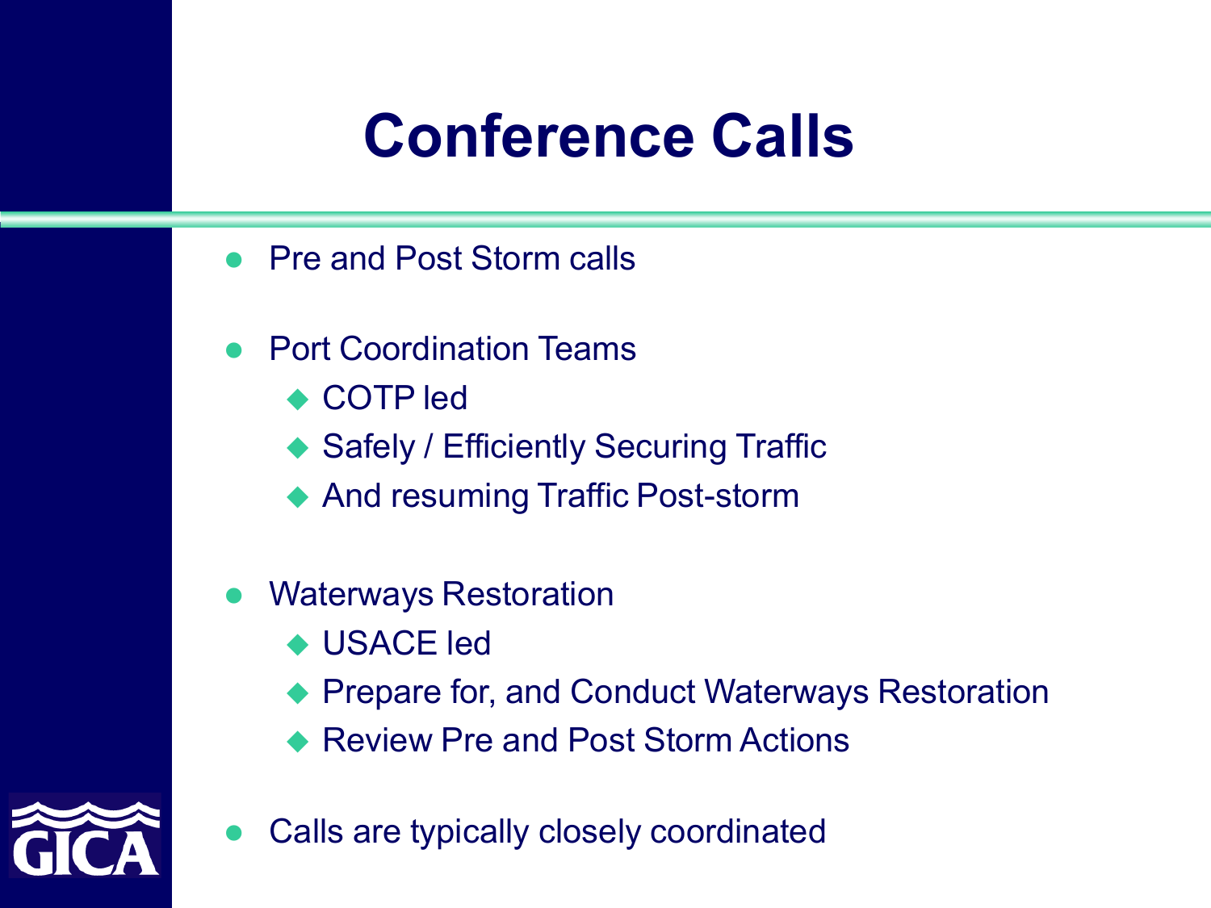# Conference Calls

- Pre and Post Storm calls
- Port Coordination Teams
  - COTP led
  - Safely / Efficiently Securing Traffic
  - And resuming Traffic Post-storm
- Waterways Restoration
  - USACE led
  - Prepare for, and Conduct Waterways Restoration
  - Review Pre and Post Storm Actions
- Calls are typically closely coordinated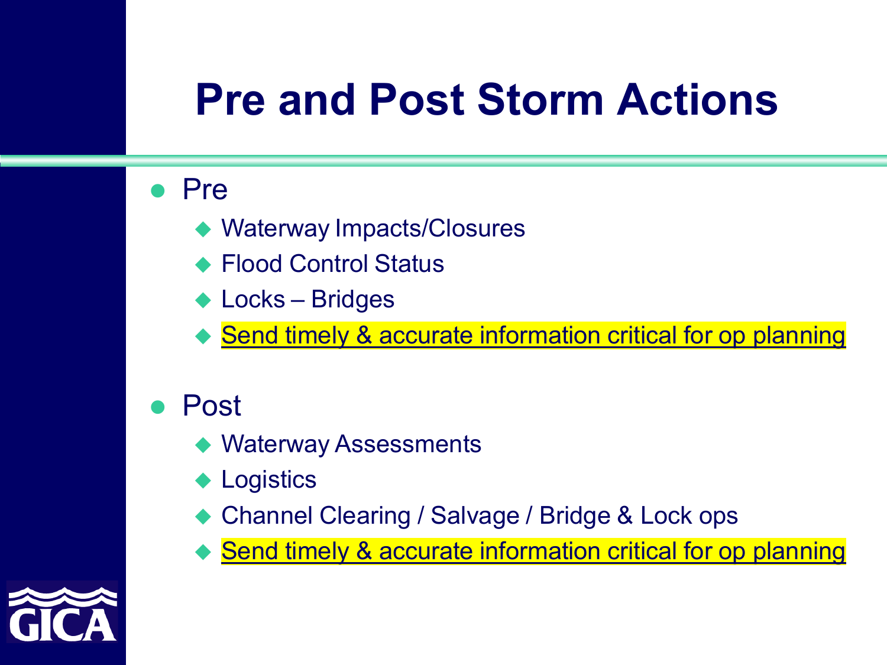# Pre and Post Storm Actions

- Pre
  - Waterway Impacts/Closures
  - Flood Control Status
  - Locks – Bridges
  - Send timely & accurate information critical for op planning
- Post
  - Waterway Assessments
  - Logistics
  - Channel Clearing / Salvage / Bridge & Lock ops
  - Send timely & accurate information critical for op planning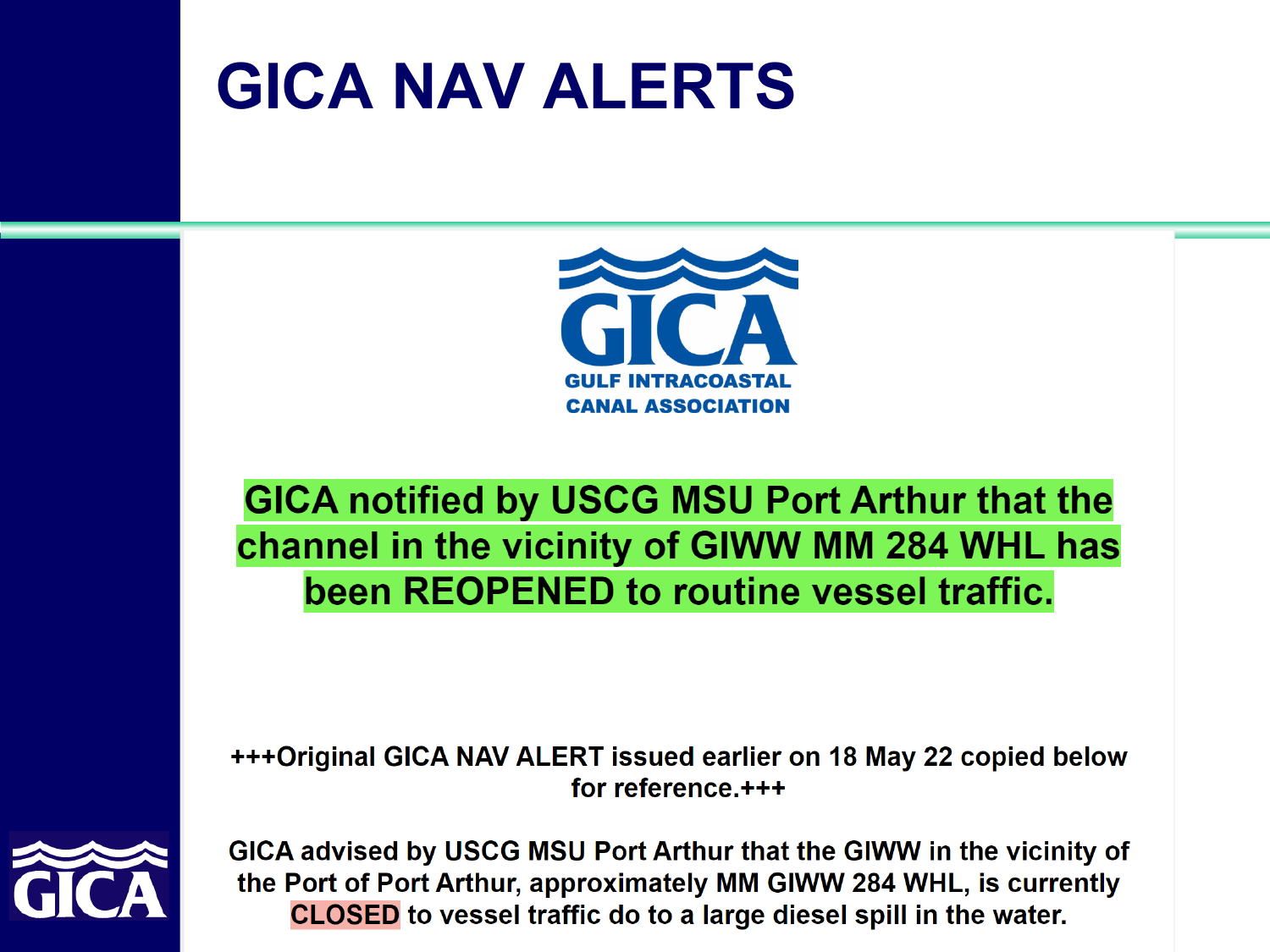# GICA NAV ALERTS

GULF INTRACOASTAL CANAL ASSOCIATION

**GICA notified by USCG MSU Port Arthur that the channel in the vicinity of GIWW MM 284 WHL has been REOPENED to routine vessel traffic.**

**+++Original GICA NAV ALERT issued earlier on 18 May 22 copied below for reference.+++**

**GICA advised by USCG MSU Port Arthur that the GIWW in the vicinity of the Port of Port Arthur, approximately MM GIWW 284 WHL, is currently CLOSED to vessel traffic do to a large diesel spill in the water.**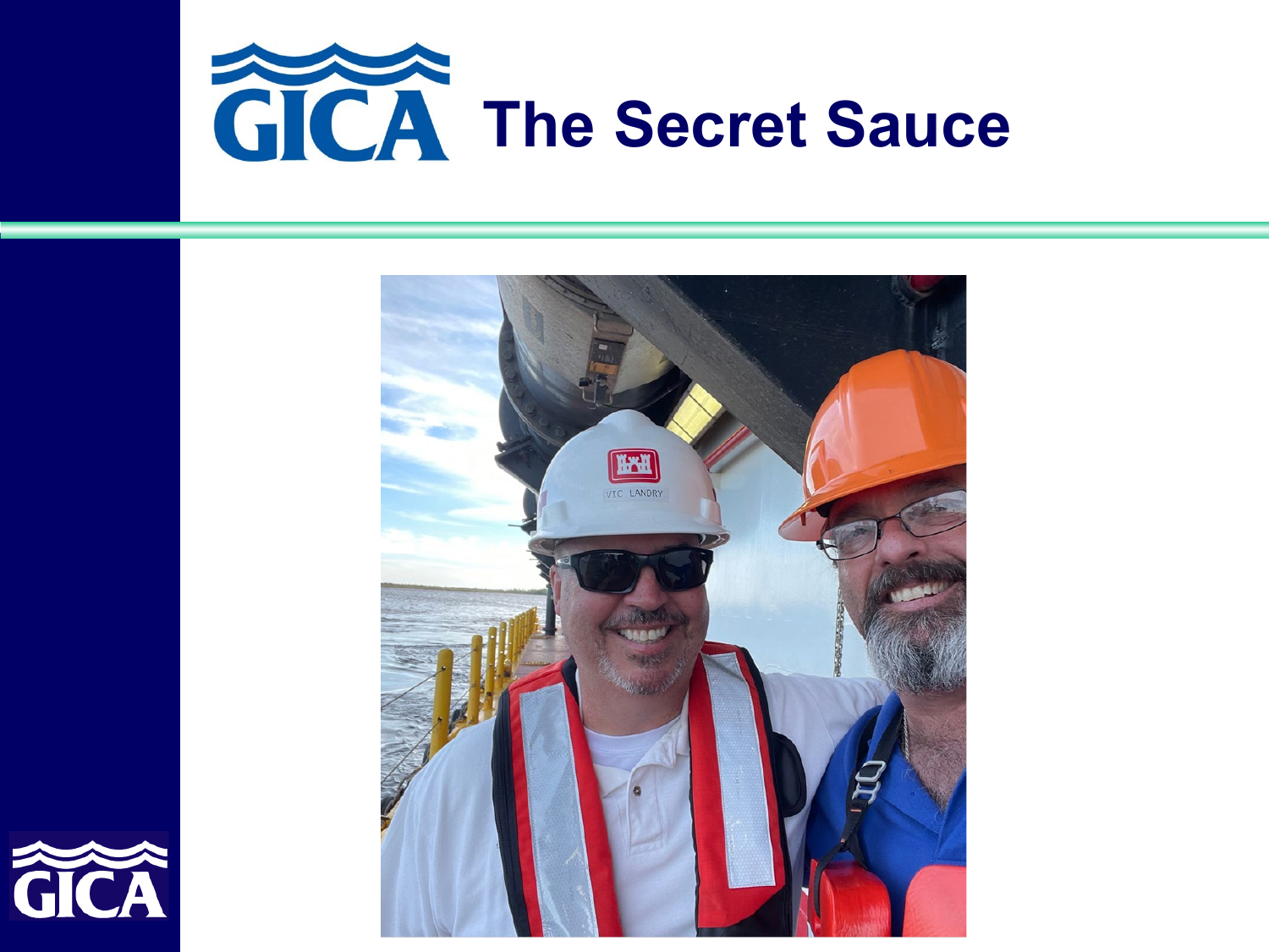# GICA The Secret Sauce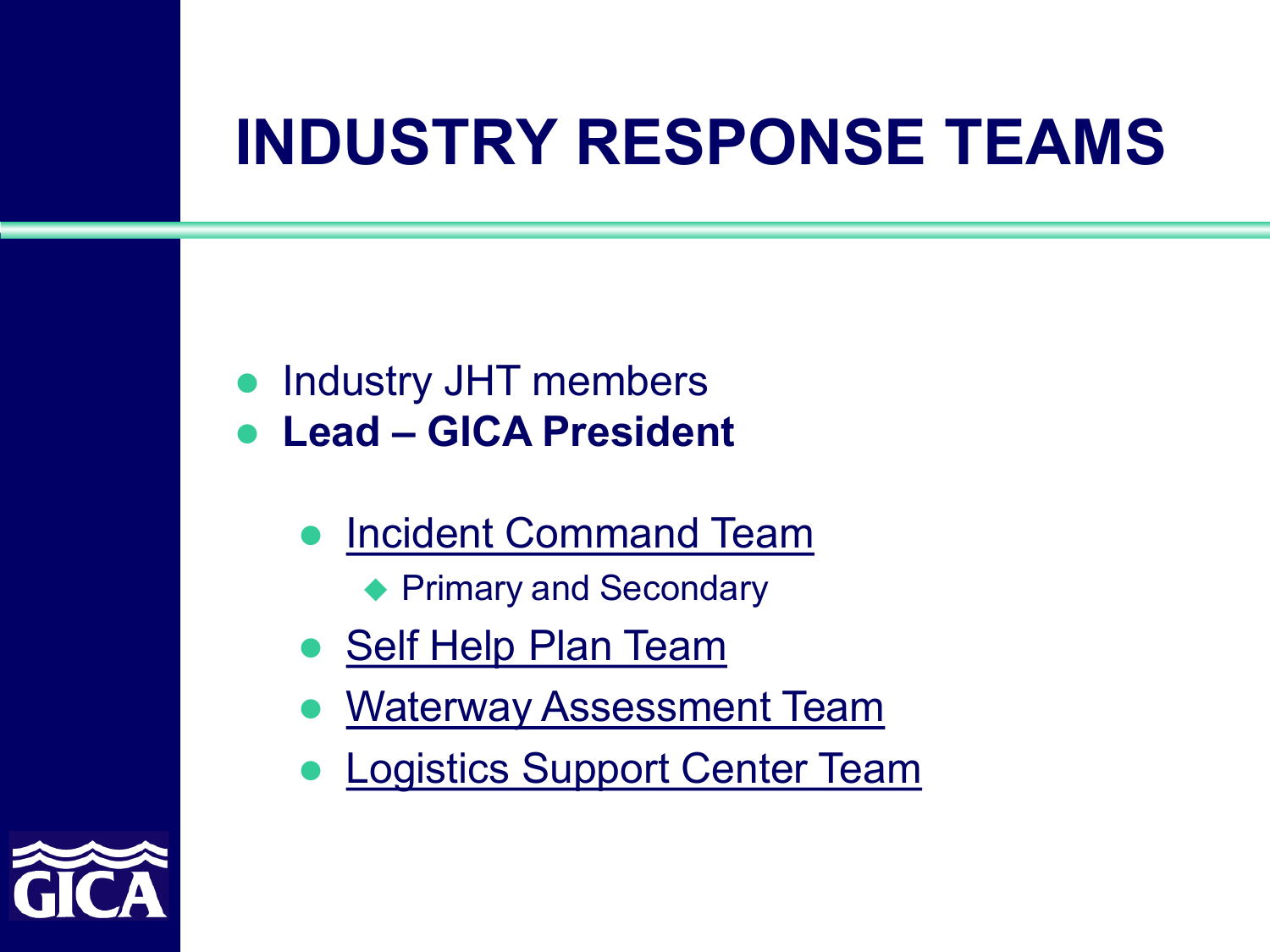# INDUSTRY RESPONSE TEAMS

- Industry JHT members
- **Lead – GICA President**
  - Incident Command Team
    - Primary and Secondary
  - Self Help Plan Team
  - Waterway Assessment Team
  - Logistics Support Center Team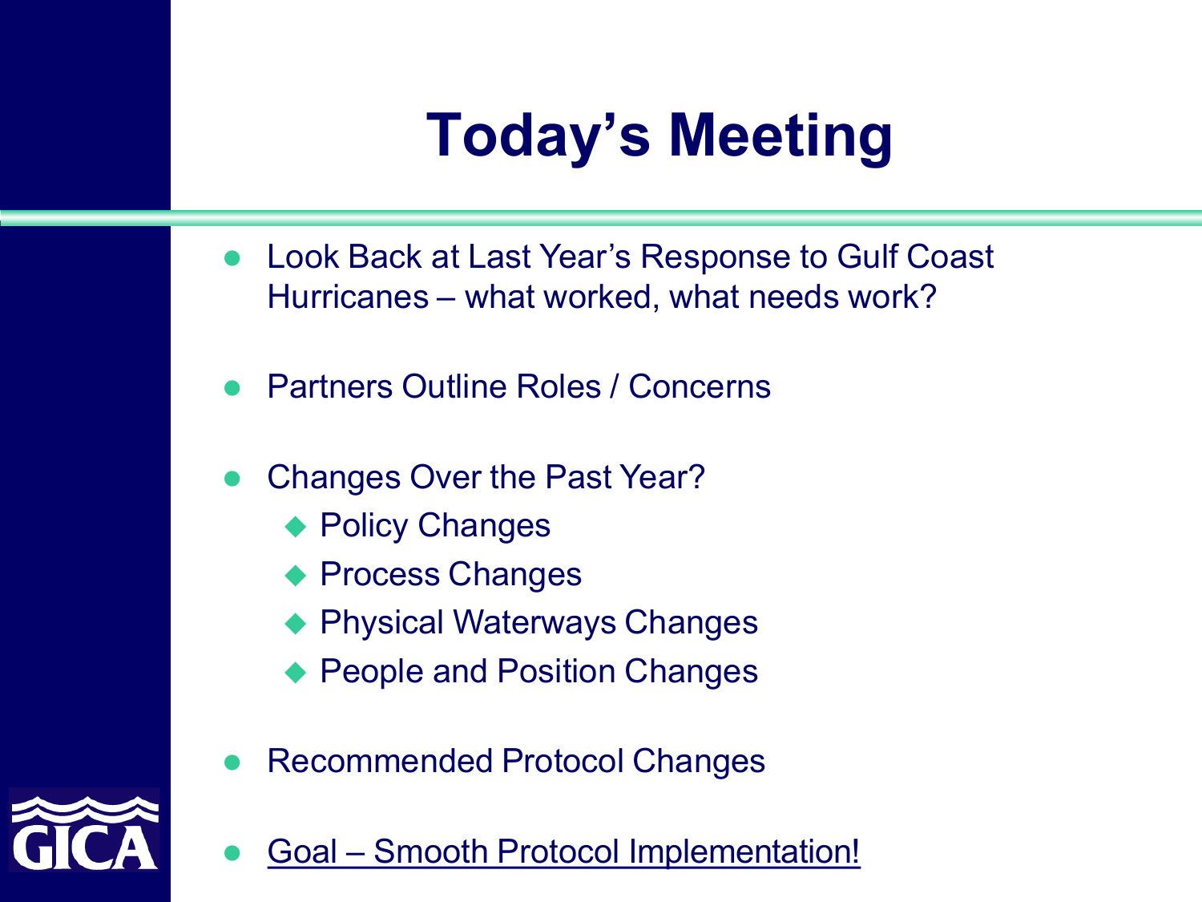# Today's Meeting

- Look Back at Last Year's Response to Gulf Coast Hurricanes – what worked, what needs work?
- Partners Outline Roles / Concerns
- Changes Over the Past Year?
  - Policy Changes
  - Process Changes
  - Physical Waterways Changes
  - People and Position Changes
- Recommended Protocol Changes
- <u>Goal – Smooth Protocol Implementation!</u>

GICA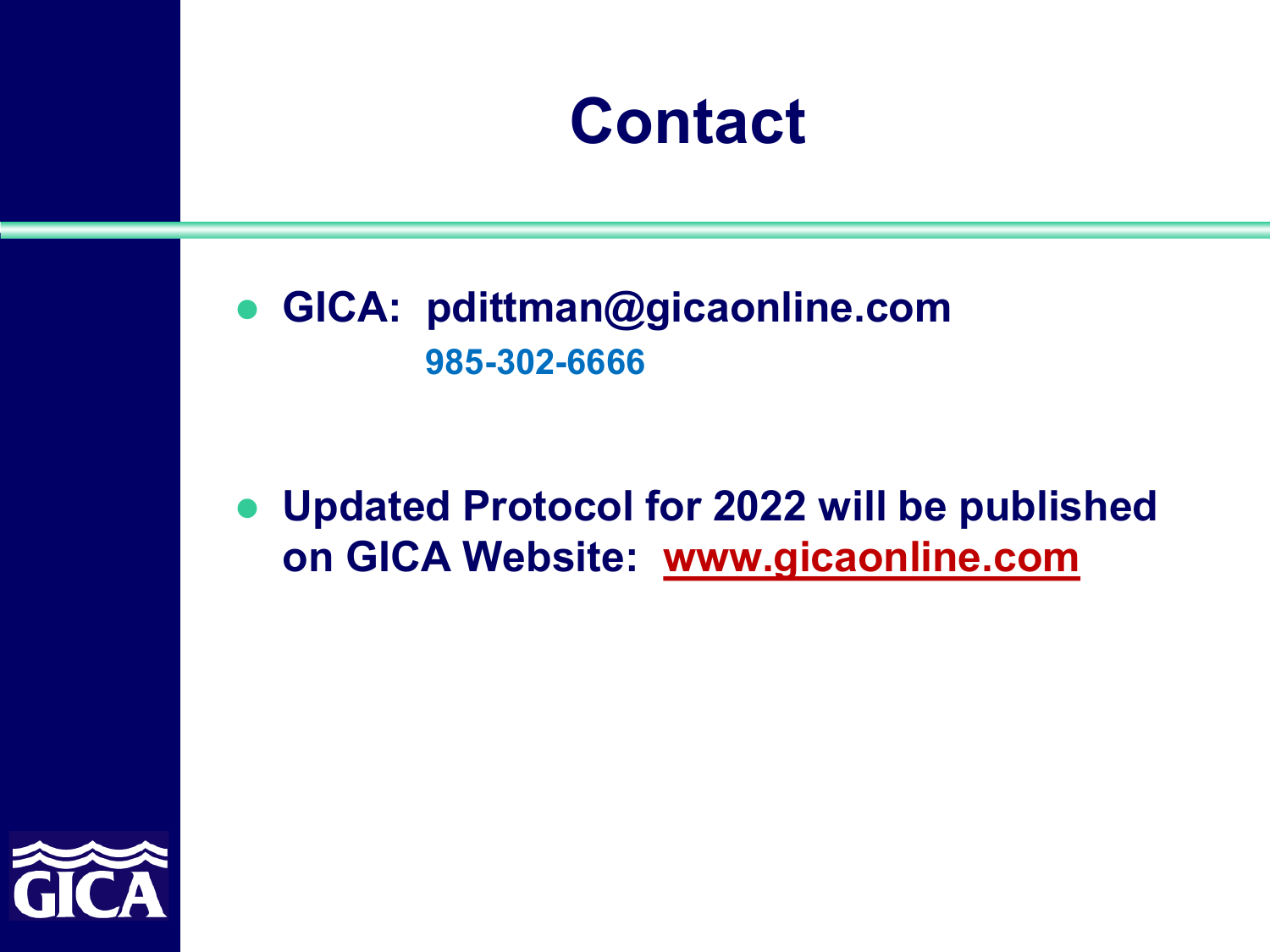# Contact

- **GICA: pdittman@gicaonline.com**
  **985-302-6666**

- **Updated Protocol for 2022 will be published on GICA Website: www.gicaonline.com**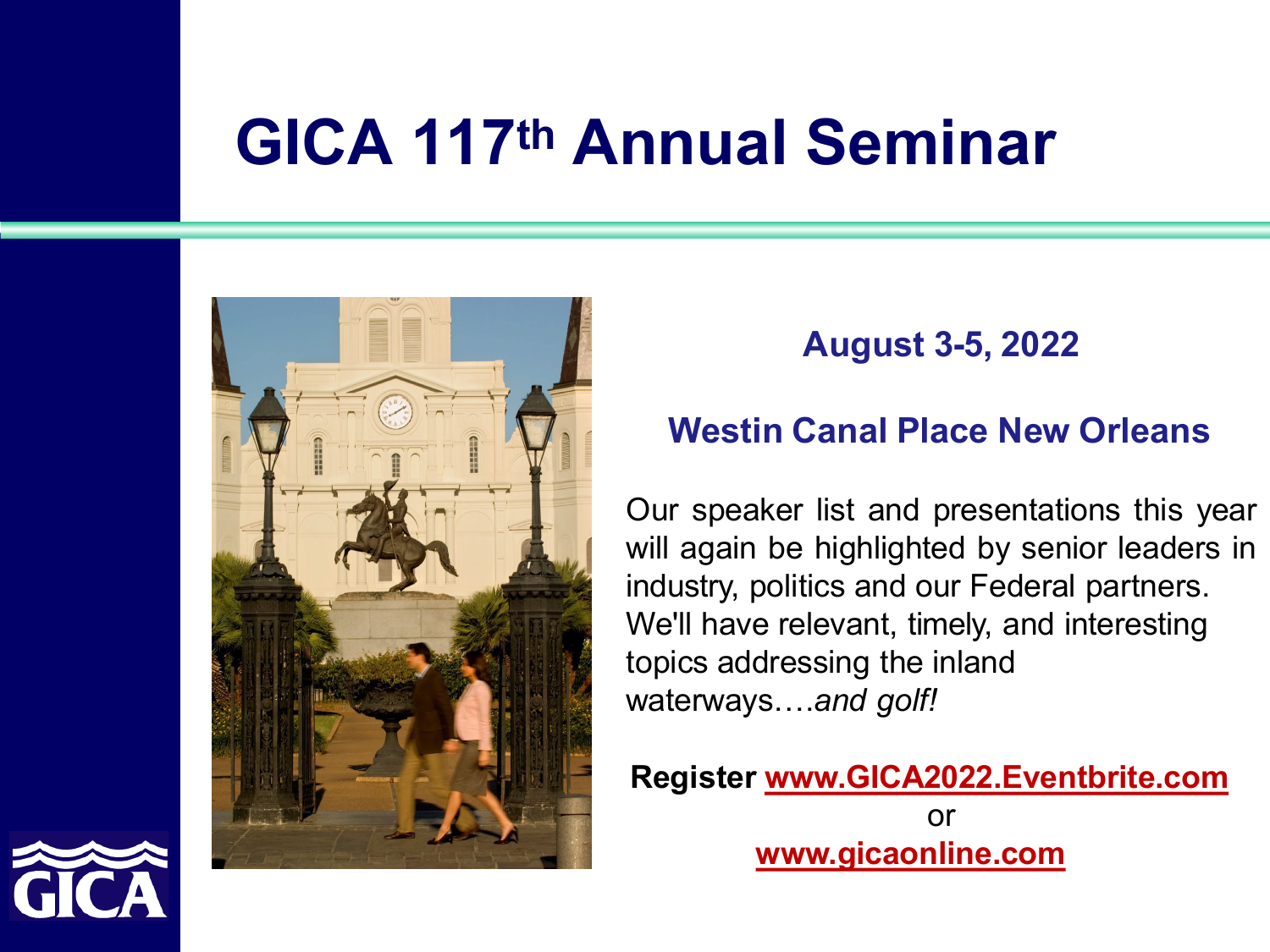# GICA 117th Annual Seminar

**August 3-5, 2022**

**Westin Canal Place New Orleans**

Our speaker list and presentations this year will again be highlighted by senior leaders in industry, politics and our Federal partners. We'll have relevant, timely, and interesting topics addressing the inland waterways….*and golf!*

**Register www.GICA2022.Eventbrite.com**

or

**www.gicaonline.com**

GICA